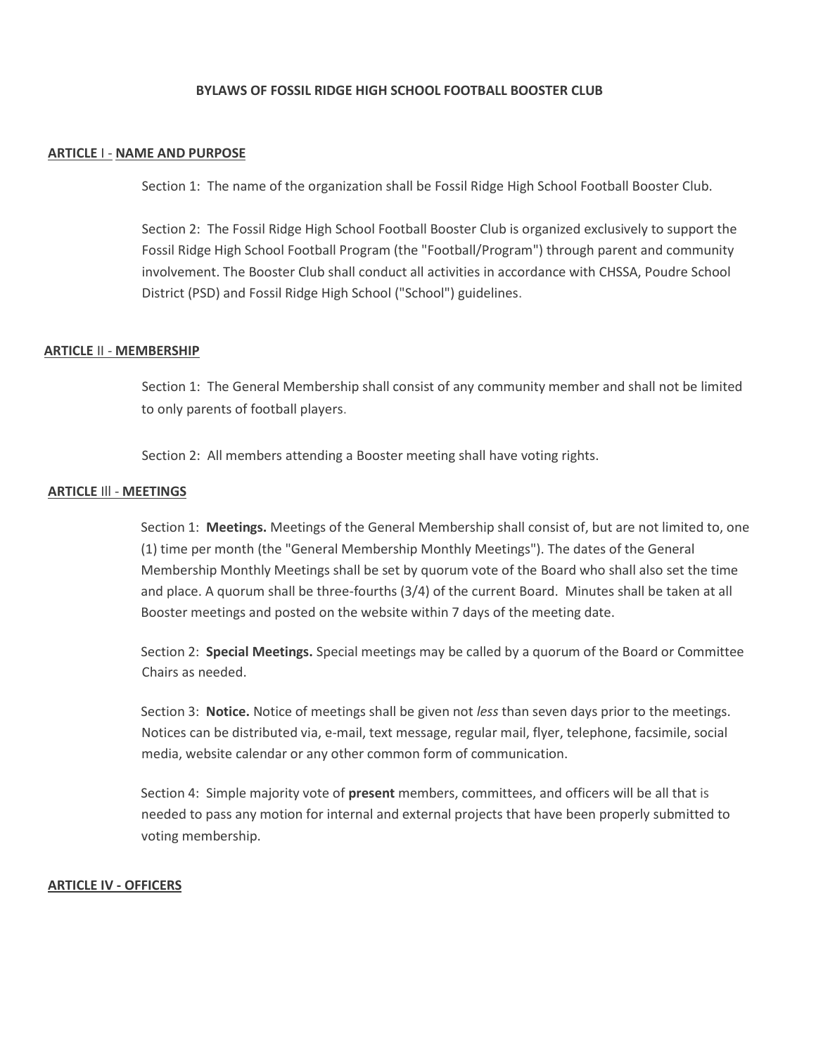# BYLAWS OF FOSSIL RIDGE HIGH SCHOOL FOOTBALL BOOSTER CLUB

## ARTICLE I - NAME AND PURPOSE

Section 1: The name of the organization shall be Fossil Ridge High School Football Booster Club.

Section 2: The Fossil Ridge High School Football Booster Club is organized exclusively to support the Fossil Ridge High School Football Program (the "Football/Program") through parent and community involvement. The Booster Club shall conduct all activities in accordance with CHSSA, Poudre School District (PSD) and Fossil Ridge High School ("School") guidelines.

## ARTICLE II - MEMBERSHIP

Section 1: The General Membership shall consist of any community member and shall not be limited to only parents of football players.

Section 2: All members attending a Booster meeting shall have voting rights.

## ARTICLE III - MEETINGS

Section 1: **Meetings.** Meetings of the General Membership shall consist of, but are not limited to, one (1) time per month (the "General Membership Monthly Meetings"). The dates of the General Membership Monthly Meetings shall be set by quorum vote of the Board who shall also set the time and place. A quorum shall be three-fourths (3/4) of the current Board. Minutes shall be taken at all Booster meetings and posted on the website within 7 days of the meeting date.

Section 2: **Special Meetings.** Special meetings may be called by a quorum of the Board or Committee Chairs as needed.

Section 3: **Notice.** Notice of meetings shall be given not *less* than seven days prior to the meetings. Notices can be distributed via, e-mail, text message, regular mail, flyer, telephone, facsimile, social media, website calendar or any other common form of communication.

Section 4: Simple majority vote of **present** members, committees, and officers will be all that is needed to pass any motion for internal and external projects that have been properly submitted to voting membership.

## ARTICLE IV - OFFICERS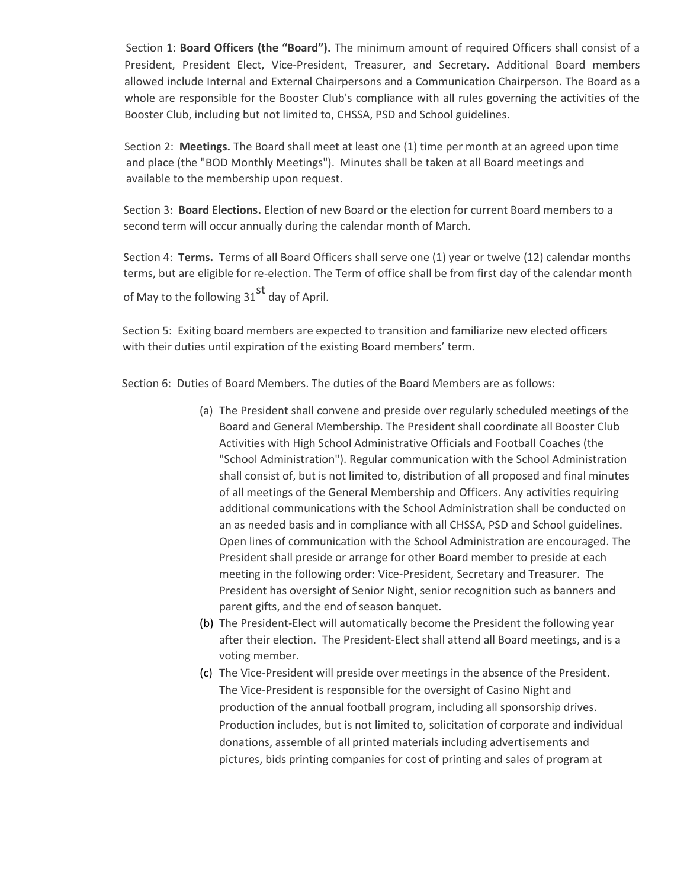Section 1: **Board Officers (the "Board").** The minimum amount of required Officers shall consist of a President, President Elect, Vice-President, Treasurer, and Secretary. Additional Board members allowed include Internal and External Chairpersons and a Communication Chairperson. The Board as a whole are responsible for the Booster Club's compliance with all rules governing the activities of the Booster Club, including but not limited to, CHSSA, PSD and School guidelines.

Section 2: **Meetings.** The Board shall meet at least one (1) time per month at an agreed upon time and place (the "BOD Monthly Meetings"). Minutes shall be taken at all Board meetings and available to the membership upon request.

Section 3: **Board Elections.** Election of new Board or the election for current Board members to a second term will occur annually during the calendar month of March.

Section 4: **Terms.** Terms of all Board Officers shall serve one (1) year or twelve (12) calendar months terms, but are eligible for re-election. The Term of office shall be from first day of the calendar month of May to the following 31st day of April.

Section 5: Exiting board members are expected to transition and familiarize new elected officers with their duties until expiration of the existing Board members' term.

Section 6: Duties of Board Members. The duties of the Board Members are as follows:

(a) The President shall convene and preside over regularly scheduled meetings of the Board and General Membership. The President shall coordinate all Booster Club Activities with High School Administrative Officials and Football Coaches (the "School Administration"). Regular communication with the School Administration shall consist of, but is not limited to, distribution of all proposed and final minutes of all meetings of the General Membership and Officers. Any activities requiring additional communications with the School Administration shall be conducted on an as needed basis and in compliance with all CHSSA, PSD and School guidelines. Open lines of communication with the School Administration are encouraged. The President shall preside or arrange for other Board member to preside at each meeting in the following order: Vice-President, Secretary and Treasurer. The President has oversight of Senior Night, senior recognition such as banners and parent gifts, and the end of season banquet.

(b) The President-Elect will automatically become the President the following year after their election. The President-Elect shall attend all Board meetings, and is a voting member.

(c) The Vice-President will preside over meetings in the absence of the President. The Vice-President is responsible for the oversight of Casino Night and production of the annual football program, including all sponsorship drives. Production includes, but is not limited to, solicitation of corporate and individual donations, assemble of all printed materials including advertisements and pictures, bids printing companies for cost of printing and sales of program at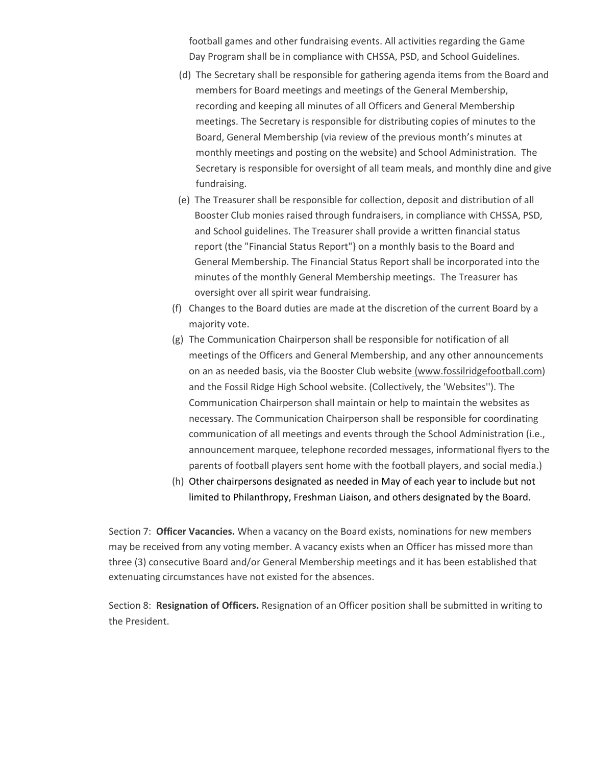football games and other fundraising events. All activities regarding the Game Day Program shall be in compliance with CHSSA, PSD, and School Guidelines.

(d) The Secretary shall be responsible for gathering agenda items from the Board and members for Board meetings and meetings of the General Membership, recording and keeping all minutes of all Officers and General Membership meetings. The Secretary is responsible for distributing copies of minutes to the Board, General Membership (via review of the previous month's minutes at monthly meetings and posting on the website) and School Administration. The Secretary is responsible for oversight of all team meals, and monthly dine and give fundraising.

(e) The Treasurer shall be responsible for collection, deposit and distribution of all Booster Club monies raised through fundraisers, in compliance with CHSSA, PSD, and School guidelines. The Treasurer shall provide a written financial status report (the "Financial Status Report"} on a monthly basis to the Board and General Membership. The Financial Status Report shall be incorporated into the minutes of the monthly General Membership meetings. The Treasurer has oversight over all spirit wear fundraising.

(f) Changes to the Board duties are made at the discretion of the current Board by a majority vote.

(g) The Communication Chairperson shall be responsible for notification of all meetings of the Officers and General Membership, and any other announcements on an as needed basis, via the Booster Club website (www.fossilridgefootball.com) and the Fossil Ridge High School website. (Collectively, the 'Websites''). The Communication Chairperson shall maintain or help to maintain the websites as necessary. The Communication Chairperson shall be responsible for coordinating communication of all meetings and events through the School Administration (i.e., announcement marquee, telephone recorded messages, informational flyers to the parents of football players sent home with the football players, and social media.)

(h) Other chairpersons designated as needed in May of each year to include but not limited to Philanthropy, Freshman Liaison, and others designated by the Board.

Section 7: **Officer Vacancies.** When a vacancy on the Board exists, nominations for new members may be received from any voting member. A vacancy exists when an Officer has missed more than three (3) consecutive Board and/or General Membership meetings and it has been established that extenuating circumstances have not existed for the absences.

Section 8: **Resignation of Officers.** Resignation of an Officer position shall be submitted in writing to the President.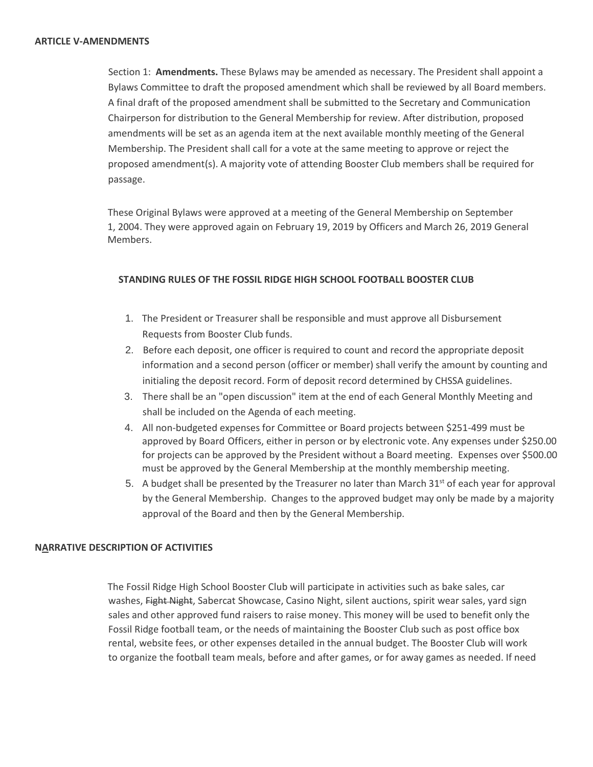**ARTICLE V-AMENDMENTS**

Section 1: **Amendments.** These Bylaws may be amended as necessary. The President shall appoint a Bylaws Committee to draft the proposed amendment which shall be reviewed by all Board members. A final draft of the proposed amendment shall be submitted to the Secretary and Communication Chairperson for distribution to the General Membership for review. After distribution, proposed amendments will be set as an agenda item at the next available monthly meeting of the General Membership. The President shall call for a vote at the same meeting to approve or reject the proposed amendment(s). A majority vote of attending Booster Club members shall be required for passage.

These Original Bylaws were approved at a meeting of the General Membership on September 1, 2004. They were approved again on February 19, 2019 by Officers and March 26, 2019 General Members.

**STANDING RULES OF THE FOSSIL RIDGE HIGH SCHOOL FOOTBALL BOOSTER CLUB**

1. The President or Treasurer shall be responsible and must approve all Disbursement Requests from Booster Club funds.
2. Before each deposit, one officer is required to count and record the appropriate deposit information and a second person (officer or member) shall verify the amount by counting and initialing the deposit record. Form of deposit record determined by CHSSA guidelines.
3. There shall be an "open discussion" item at the end of each General Monthly Meeting and shall be included on the Agenda of each meeting.
4. All non-budgeted expenses for Committee or Board projects between $251-499 must be approved by Board Officers, either in person or by electronic vote. Any expenses under $250.00 for projects can be approved by the President without a Board meeting. Expenses over $500.00 must be approved by the General Membership at the monthly membership meeting.
5. A budget shall be presented by the Treasurer no later than March 31st of each year for approval by the General Membership. Changes to the approved budget may only be made by a majority approval of the Board and then by the General Membership.

**NARRATIVE DESCRIPTION OF ACTIVITIES**

The Fossil Ridge High School Booster Club will participate in activities such as bake sales, car washes, ~~Fight Night~~, Sabercat Showcase, Casino Night, silent auctions, spirit wear sales, yard sign sales and other approved fund raisers to raise money. This money will be used to benefit only the Fossil Ridge football team, or the needs of maintaining the Booster Club such as post office box rental, website fees, or other expenses detailed in the annual budget. The Booster Club will work to organize the football team meals, before and after games, or for away games as needed. If need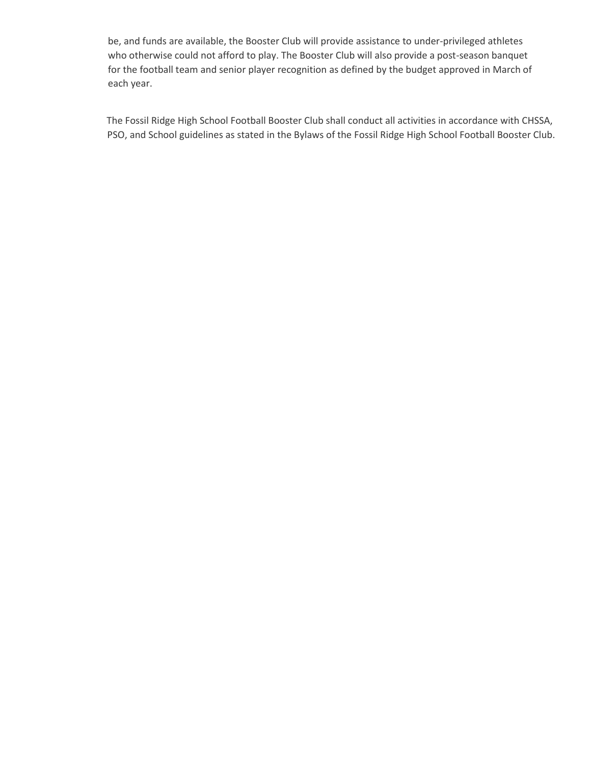be, and funds are available, the Booster Club will provide assistance to under-privileged athletes who otherwise could not afford to play. The Booster Club will also provide a post-season banquet for the football team and senior player recognition as defined by the budget approved in March of each year.

The Fossil Ridge High School Football Booster Club shall conduct all activities in accordance with CHSSA, PSO, and School guidelines as stated in the Bylaws of the Fossil Ridge High School Football Booster Club.